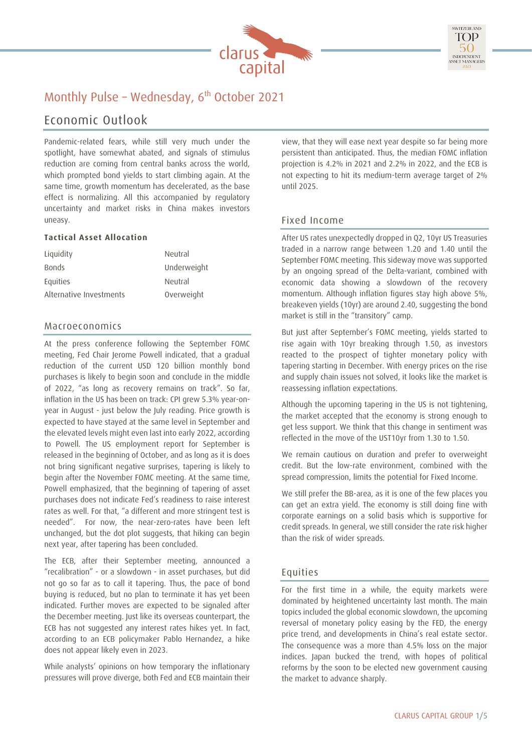# Monthly Pulse – Wednesday, 6th October 2021

## Economic Outlook

Pandemic-related fears, while still very much under the spotlight, have somewhat abated, and signals of stimulus reduction are coming from central banks across the world, which prompted bond yields to start climbing again. At the same time, growth momentum has decelerated, as the base effect is normalizing. All this accompanied by regulatory uncertainty and market risks in China makes investors uneasy.

### Tactical Asset Allocation

| | |
|---|---|
| Liquidity | Neutral |
| Bonds | Underweight |
| Equities | Neutral |
| Alternative Investments | Overweight |

## Macroeconomics

At the press conference following the September FOMC meeting, Fed Chair Jerome Powell indicated, that a gradual reduction of the current USD 120 billion monthly bond purchases is likely to begin soon and conclude in the middle of 2022, "as long as recovery remains on track". So far, inflation in the US has been on track: CPI grew 5.3% year-on-year in August - just below the July reading. Price growth is expected to have stayed at the same level in September and the elevated levels might even last into early 2022, according to Powell. The US employment report for September is released in the beginning of October, and as long as it is does not bring significant negative surprises, tapering is likely to begin after the November FOMC meeting. At the same time, Powell emphasized, that the beginning of tapering of asset purchases does not indicate Fed's readiness to raise interest rates as well. For that, "a different and more stringent test is needed". For now, the near-zero-rates have been left unchanged, but the dot plot suggests, that hiking can begin next year, after tapering has been concluded.

The ECB, after their September meeting, announced a "recalibration" - or a slowdown - in asset purchases, but did not go so far as to call it tapering. Thus, the pace of bond buying is reduced, but no plan to terminate it has yet been indicated. Further moves are expected to be signaled after the December meeting. Just like its overseas counterpart, the ECB has not suggested any interest rates hikes yet. In fact, according to an ECB policymaker Pablo Hernandez, a hike does not appear likely even in 2023.

While analysts' opinions on how temporary the inflationary pressures will prove diverge, both Fed and ECB maintain their view, that they will ease next year despite so far being more persistent than anticipated. Thus, the median FOMC inflation projection is 4.2% in 2021 and 2.2% in 2022, and the ECB is not expecting to hit its medium-term average target of 2% until 2025.

## Fixed Income

After US rates unexpectedly dropped in Q2, 10yr US Treasuries traded in a narrow range between 1.20 and 1.40 until the September FOMC meeting. This sideway move was supported by an ongoing spread of the Delta-variant, combined with economic data showing a slowdown of the recovery momentum. Although inflation figures stay high above 5%, breakeven yields (10yr) are around 2.40, suggesting the bond market is still in the "transitory" camp.

But just after September's FOMC meeting, yields started to rise again with 10yr breaking through 1.50, as investors reacted to the prospect of tighter monetary policy with tapering starting in December. With energy prices on the rise and supply chain issues not solved, it looks like the market is reassessing inflation expectations.

Although the upcoming tapering in the US is not tightening, the market accepted that the economy is strong enough to get less support. We think that this change in sentiment was reflected in the move of the UST10yr from 1.30 to 1.50.

We remain cautious on duration and prefer to overweight credit. But the low-rate environment, combined with the spread compression, limits the potential for Fixed Income.

We still prefer the BB-area, as it is one of the few places you can get an extra yield. The economy is still doing fine with corporate earnings on a solid basis which is supportive for credit spreads. In general, we still consider the rate risk higher than the risk of wider spreads.

## Equities

For the first time in a while, the equity markets were dominated by heightened uncertainty last month. The main topics included the global economic slowdown, the upcoming reversal of monetary policy easing by the FED, the energy price trend, and developments in China's real estate sector. The consequence was a more than 4.5% loss on the major indices. Japan bucked the trend, with hopes of political reforms by the soon to be elected new government causing the market to advance sharply.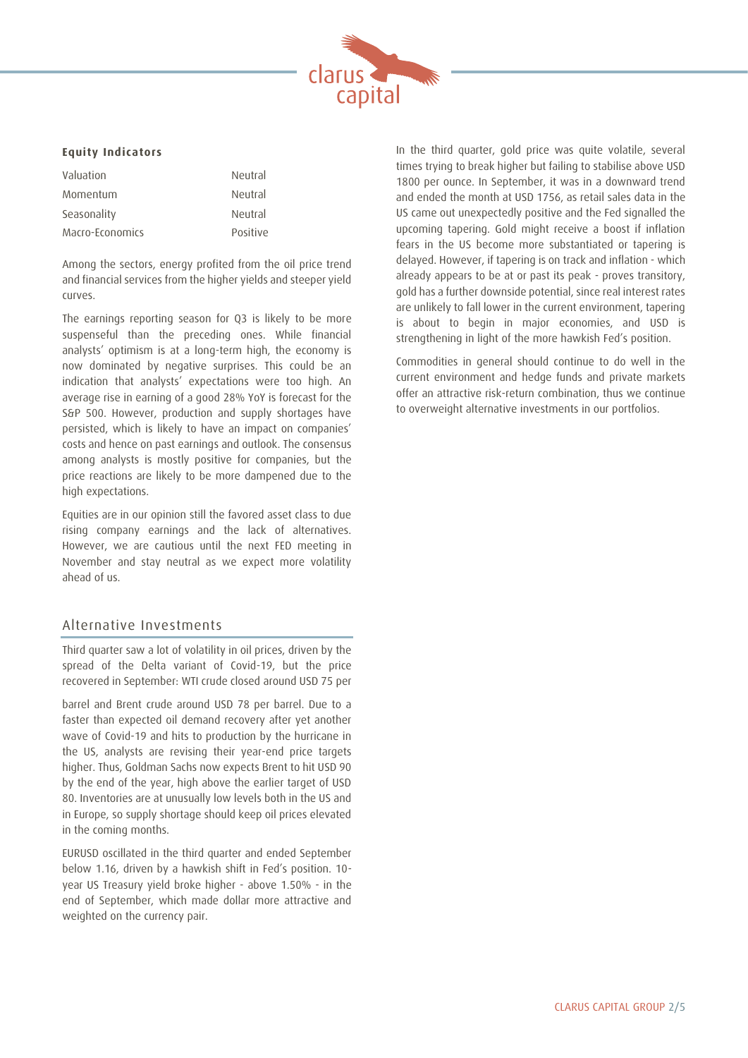**Equity Indicators**

| | |
|---|---|
| Valuation | Neutral |
| Momentum | Neutral |
| Seasonality | Neutral |
| Macro-Economics | Positive |

Among the sectors, energy profited from the oil price trend and financial services from the higher yields and steeper yield curves.

The earnings reporting season for Q3 is likely to be more suspenseful than the preceding ones. While financial analysts' optimism is at a long-term high, the economy is now dominated by negative surprises. This could be an indication that analysts' expectations were too high. An average rise in earning of a good 28% YoY is forecast for the S&P 500. However, production and supply shortages have persisted, which is likely to have an impact on companies' costs and hence on past earnings and outlook. The consensus among analysts is mostly positive for companies, but the price reactions are likely to be more dampened due to the high expectations.

Equities are in our opinion still the favored asset class to due rising company earnings and the lack of alternatives. However, we are cautious until the next FED meeting in November and stay neutral as we expect more volatility ahead of us.

## Alternative Investments

Third quarter saw a lot of volatility in oil prices, driven by the spread of the Delta variant of Covid-19, but the price recovered in September: WTI crude closed around USD 75 per barrel and Brent crude around USD 78 per barrel. Due to a faster than expected oil demand recovery after yet another wave of Covid-19 and hits to production by the hurricane in the US, analysts are revising their year-end price targets higher. Thus, Goldman Sachs now expects Brent to hit USD 90 by the end of the year, high above the earlier target of USD 80. Inventories are at unusually low levels both in the US and in Europe, so supply shortage should keep oil prices elevated in the coming months.

EURUSD oscillated in the third quarter and ended September below 1.16, driven by a hawkish shift in Fed's position. 10-year US Treasury yield broke higher - above 1.50% - in the end of September, which made dollar more attractive and weighted on the currency pair.

In the third quarter, gold price was quite volatile, several times trying to break higher but failing to stabilise above USD 1800 per ounce. In September, it was in a downward trend and ended the month at USD 1756, as retail sales data in the US came out unexpectedly positive and the Fed signalled the upcoming tapering. Gold might receive a boost if inflation fears in the US become more substantiated or tapering is delayed. However, if tapering is on track and inflation - which already appears to be at or past its peak - proves transitory, gold has a further downside potential, since real interest rates are unlikely to fall lower in the current environment, tapering is about to begin in major economies, and USD is strengthening in light of the more hawkish Fed's position.

Commodities in general should continue to do well in the current environment and hedge funds and private markets offer an attractive risk-return combination, thus we continue to overweight alternative investments in our portfolios.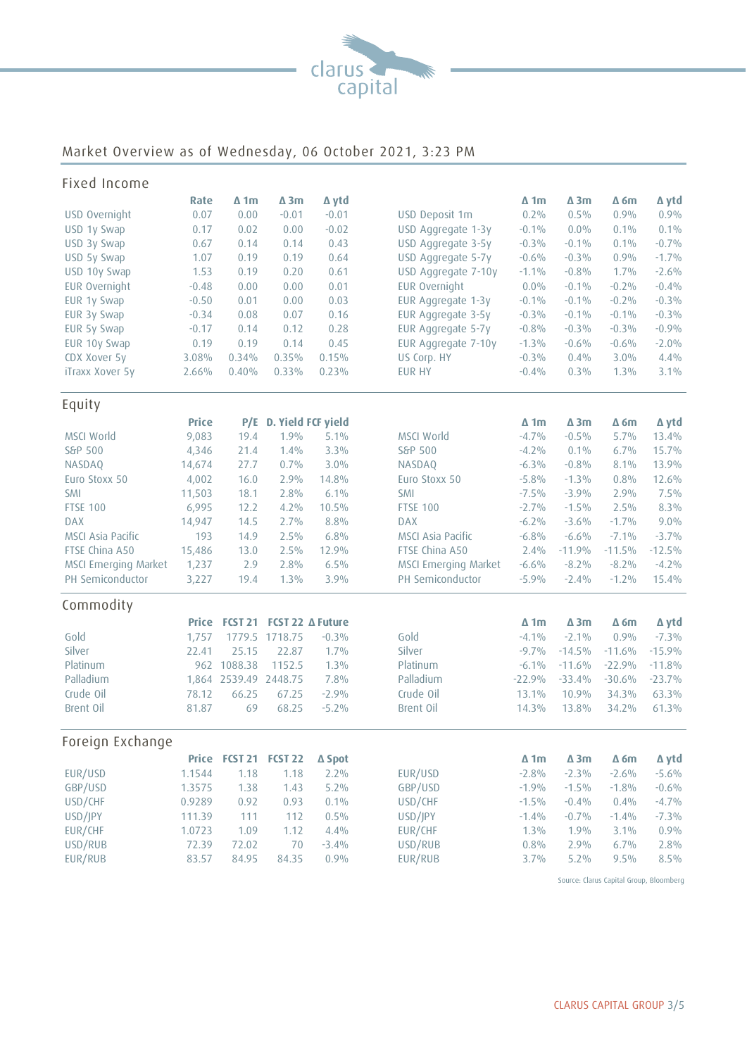# Market Overview as of Wednesday, 06 October 2021, 3:23 PM

## Fixed Income

| | Rate | Δ 1m | Δ 3m | Δ ytd |
|---|---|---|---|---|
| USD Overnight | 0.07 | 0.00 | -0.01 | -0.01 |
| USD 1y Swap | 0.17 | 0.02 | 0.00 | -0.02 |
| USD 3y Swap | 0.67 | 0.14 | 0.14 | 0.43 |
| USD 5y Swap | 1.07 | 0.19 | 0.19 | 0.64 |
| USD 10y Swap | 1.53 | 0.19 | 0.20 | 0.61 |
| EUR Overnight | -0.48 | 0.00 | 0.00 | 0.01 |
| EUR 1y Swap | -0.50 | 0.01 | 0.00 | 0.03 |
| EUR 3y Swap | -0.34 | 0.08 | 0.07 | 0.16 |
| EUR 5y Swap | -0.17 | 0.14 | 0.12 | 0.28 |
| EUR 10y Swap | 0.19 | 0.19 | 0.14 | 0.45 |
| CDX Xover 5y | 3.08% | 0.34% | 0.35% | 0.15% |
| iTraxx Xover 5y | 2.66% | 0.40% | 0.33% | 0.23% |

| | Δ 1m | Δ 3m | Δ 6m | Δ ytd |
|---|---|---|---|---|
| USD Deposit 1m | 0.2% | 0.5% | 0.9% | 0.9% |
| USD Aggregate 1-3y | -0.1% | 0.0% | 0.1% | 0.1% |
| USD Aggregate 3-5y | -0.3% | -0.1% | 0.1% | -0.7% |
| USD Aggregate 5-7y | -0.6% | -0.3% | 0.9% | -1.7% |
| USD Aggregate 7-10y | -1.1% | -0.8% | 1.7% | -2.6% |
| EUR Overnight | 0.0% | -0.1% | -0.2% | -0.4% |
| EUR Aggregate 1-3y | -0.1% | -0.1% | -0.2% | -0.3% |
| EUR Aggregate 3-5y | -0.3% | -0.1% | -0.1% | -0.3% |
| EUR Aggregate 5-7y | -0.8% | -0.3% | -0.3% | -0.9% |
| EUR Aggregate 7-10y | -1.3% | -0.6% | -0.6% | -2.0% |
| US Corp. HY | -0.3% | 0.4% | 3.0% | 4.4% |
| EUR HY | -0.4% | 0.3% | 1.3% | 3.1% |

## Equity

| | Price | P/E | D. Yield | FCF yield |
|---|---|---|---|---|
| MSCI World | 9,083 | 19.4 | 1.9% | 5.1% |
| S&P 500 | 4,346 | 21.4 | 1.4% | 3.3% |
| NASDAQ | 14,674 | 27.7 | 0.7% | 3.0% |
| Euro Stoxx 50 | 4,002 | 16.0 | 2.9% | 14.8% |
| SMI | 11,503 | 18.1 | 2.8% | 6.1% |
| FTSE 100 | 6,995 | 12.2 | 4.2% | 10.5% |
| DAX | 14,947 | 14.5 | 2.7% | 8.8% |
| MSCI Asia Pacific | 193 | 14.9 | 2.5% | 6.8% |
| FTSE China A50 | 15,486 | 13.0 | 2.5% | 12.9% |
| MSCI Emerging Market | 1,237 | 2.9 | 2.8% | 6.5% |
| PH Semiconductor | 3,227 | 19.4 | 1.3% | 3.9% |

| | Δ 1m | Δ 3m | Δ 6m | Δ ytd |
|---|---|---|---|---|
| MSCI World | -4.7% | -0.5% | 5.7% | 13.4% |
| S&P 500 | -4.2% | 0.1% | 6.7% | 15.7% |
| NASDAQ | -6.3% | -0.8% | 8.1% | 13.9% |
| Euro Stoxx 50 | -5.8% | -1.3% | 0.8% | 12.6% |
| SMI | -7.5% | -3.9% | 2.9% | 7.5% |
| FTSE 100 | -2.7% | -1.5% | 2.5% | 8.3% |
| DAX | -6.2% | -3.6% | -1.7% | 9.0% |
| MSCI Asia Pacific | -6.8% | -6.6% | -7.1% | -3.7% |
| FTSE China A50 | 2.4% | -11.9% | -11.5% | -12.5% |
| MSCI Emerging Market | -6.6% | -8.2% | -8.2% | -4.2% |
| PH Semiconductor | -5.9% | -2.4% | -1.2% | 15.4% |

## Commodity

| | Price | FCST 21 | FCST 22 | Δ Future |
|---|---|---|---|---|
| Gold | 1,757 | 1779.5 | 1718.75 | -0.3% |
| Silver | 22.41 | 25.15 | 22.87 | 1.7% |
| Platinum | 962 | 1088.38 | 1152.5 | 1.3% |
| Palladium | 1,864 | 2539.49 | 2448.75 | 7.8% |
| Crude Oil | 78.12 | 66.25 | 67.25 | -2.9% |
| Brent Oil | 81.87 | 69 | 68.25 | -5.2% |

| | Δ 1m | Δ 3m | Δ 6m | Δ ytd |
|---|---|---|---|---|
| Gold | -4.1% | -2.1% | 0.9% | -7.3% |
| Silver | -9.7% | -14.5% | -11.6% | -15.9% |
| Platinum | -6.1% | -11.6% | -22.9% | -11.8% |
| Palladium | -22.9% | -33.4% | -30.6% | -23.7% |
| Crude Oil | 13.1% | 10.9% | 34.3% | 63.3% |
| Brent Oil | 14.3% | 13.8% | 34.2% | 61.3% |

## Foreign Exchange

| | Price | FCST 21 | FCST 22 | Δ Spot |
|---|---|---|---|---|
| EUR/USD | 1.1544 | 1.18 | 1.18 | 2.2% |
| GBP/USD | 1.3575 | 1.38 | 1.43 | 5.2% |
| USD/CHF | 0.9289 | 0.92 | 0.93 | 0.1% |
| USD/JPY | 111.39 | 111 | 112 | 0.5% |
| EUR/CHF | 1.0723 | 1.09 | 1.12 | 4.4% |
| USD/RUB | 72.39 | 72.02 | 70 | -3.4% |
| EUR/RUB | 83.57 | 84.95 | 84.35 | 0.9% |

| | Δ 1m | Δ 3m | Δ 6m | Δ ytd |
|---|---|---|---|---|
| EUR/USD | -2.8% | -2.3% | -2.6% | -5.6% |
| GBP/USD | -1.9% | -1.5% | -1.8% | -0.6% |
| USD/CHF | -1.5% | -0.4% | 0.4% | -4.7% |
| USD/JPY | -1.4% | -0.7% | -1.4% | -7.3% |
| EUR/CHF | 1.3% | 1.9% | 3.1% | 0.9% |
| USD/RUB | 0.8% | 2.9% | 6.7% | 2.8% |
| EUR/RUB | 3.7% | 5.2% | 9.5% | 8.5% |

Source: Clarus Capital Group, Bloomberg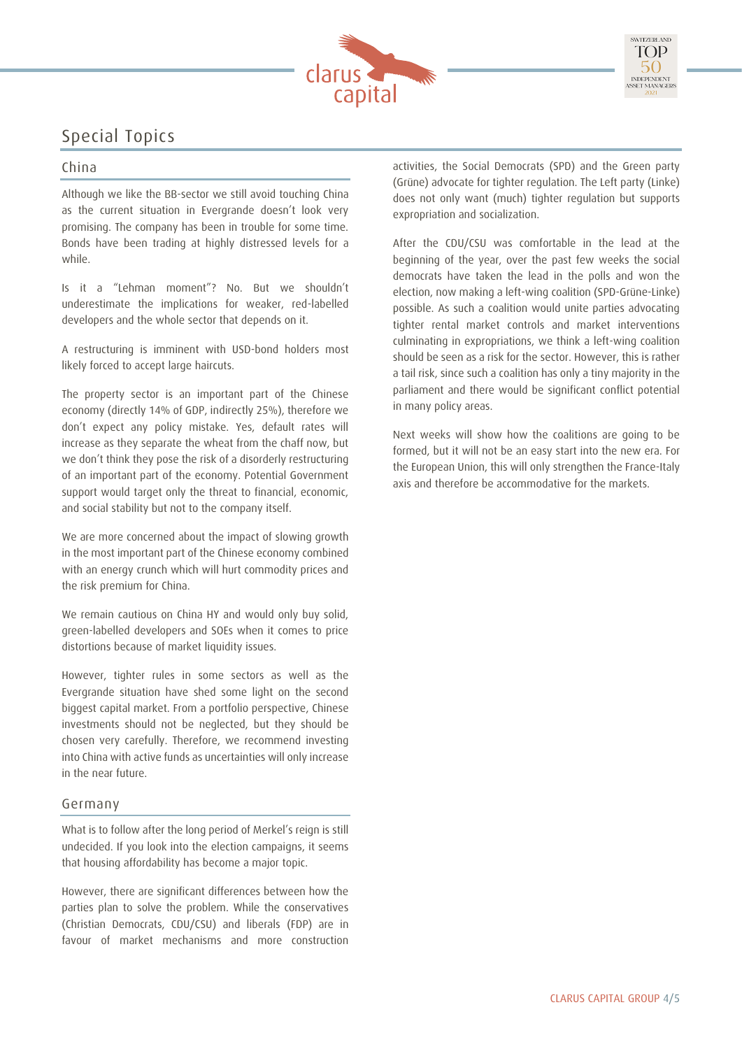## Special Topics

### China

Although we like the BB-sector we still avoid touching China as the current situation in Evergrande doesn't look very promising. The company has been in trouble for some time. Bonds have been trading at highly distressed levels for a while.

Is it a "Lehman moment"? No. But we shouldn't underestimate the implications for weaker, red-labelled developers and the whole sector that depends on it.

A restructuring is imminent with USD-bond holders most likely forced to accept large haircuts.

The property sector is an important part of the Chinese economy (directly 14% of GDP, indirectly 25%), therefore we don't expect any policy mistake. Yes, default rates will increase as they separate the wheat from the chaff now, but we don't think they pose the risk of a disorderly restructuring of an important part of the economy. Potential Government support would target only the threat to financial, economic, and social stability but not to the company itself.

We are more concerned about the impact of slowing growth in the most important part of the Chinese economy combined with an energy crunch which will hurt commodity prices and the risk premium for China.

We remain cautious on China HY and would only buy solid, green-labelled developers and SOEs when it comes to price distortions because of market liquidity issues.

However, tighter rules in some sectors as well as the Evergrande situation have shed some light on the second biggest capital market. From a portfolio perspective, Chinese investments should not be neglected, but they should be chosen very carefully. Therefore, we recommend investing into China with active funds as uncertainties will only increase in the near future.

### Germany

What is to follow after the long period of Merkel's reign is still undecided. If you look into the election campaigns, it seems that housing affordability has become a major topic.

However, there are significant differences between how the parties plan to solve the problem. While the conservatives (Christian Democrats, CDU/CSU) and liberals (FDP) are in favour of market mechanisms and more construction activities, the Social Democrats (SPD) and the Green party (Grüne) advocate for tighter regulation. The Left party (Linke) does not only want (much) tighter regulation but supports expropriation and socialization.

After the CDU/CSU was comfortable in the lead at the beginning of the year, over the past few weeks the social democrats have taken the lead in the polls and won the election, now making a left-wing coalition (SPD-Grüne-Linke) possible. As such a coalition would unite parties advocating tighter rental market controls and market interventions culminating in expropriations, we think a left-wing coalition should be seen as a risk for the sector. However, this is rather a tail risk, since such a coalition has only a tiny majority in the parliament and there would be significant conflict potential in many policy areas.

Next weeks will show how the coalitions are going to be formed, but it will not be an easy start into the new era. For the European Union, this will only strengthen the France-Italy axis and therefore be accommodative for the markets.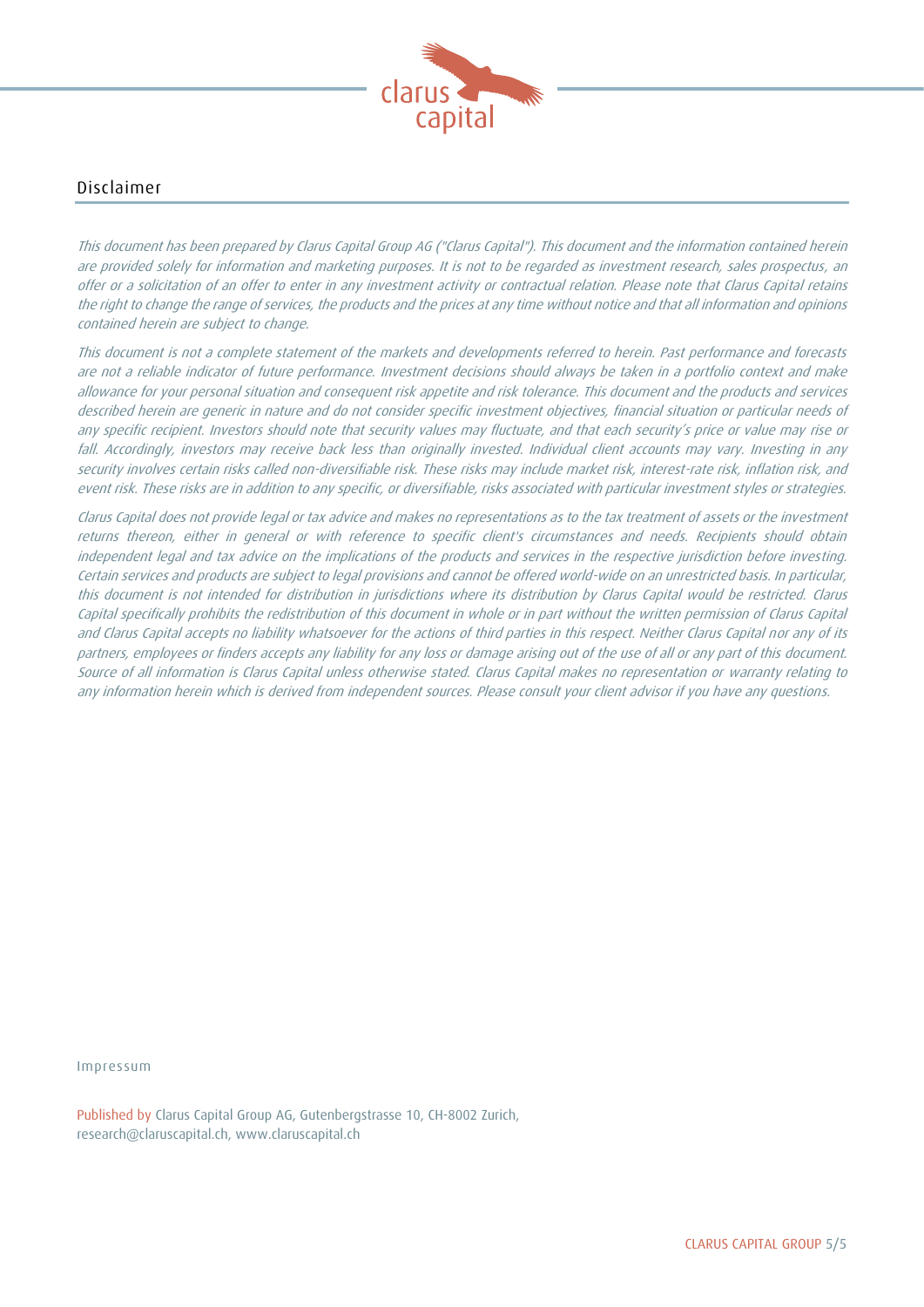## Disclaimer

*This document has been prepared by Clarus Capital Group AG ("Clarus Capital"). This document and the information contained herein are provided solely for information and marketing purposes. It is not to be regarded as investment research, sales prospectus, an offer or a solicitation of an offer to enter in any investment activity or contractual relation. Please note that Clarus Capital retains the right to change the range of services, the products and the prices at any time without notice and that all information and opinions contained herein are subject to change.*

*This document is not a complete statement of the markets and developments referred to herein. Past performance and forecasts are not a reliable indicator of future performance. Investment decisions should always be taken in a portfolio context and make allowance for your personal situation and consequent risk appetite and risk tolerance. This document and the products and services described herein are generic in nature and do not consider specific investment objectives, financial situation or particular needs of any specific recipient. Investors should note that security values may fluctuate, and that each security's price or value may rise or fall. Accordingly, investors may receive back less than originally invested. Individual client accounts may vary. Investing in any security involves certain risks called non-diversifiable risk. These risks may include market risk, interest-rate risk, inflation risk, and event risk. These risks are in addition to any specific, or diversifiable, risks associated with particular investment styles or strategies.*

*Clarus Capital does not provide legal or tax advice and makes no representations as to the tax treatment of assets or the investment returns thereon, either in general or with reference to specific client's circumstances and needs. Recipients should obtain independent legal and tax advice on the implications of the products and services in the respective jurisdiction before investing. Certain services and products are subject to legal provisions and cannot be offered world-wide on an unrestricted basis. In particular, this document is not intended for distribution in jurisdictions where its distribution by Clarus Capital would be restricted. Clarus Capital specifically prohibits the redistribution of this document in whole or in part without the written permission of Clarus Capital and Clarus Capital accepts no liability whatsoever for the actions of third parties in this respect. Neither Clarus Capital nor any of its partners, employees or finders accepts any liability for any loss or damage arising out of the use of all or any part of this document. Source of all information is Clarus Capital unless otherwise stated. Clarus Capital makes no representation or warranty relating to any information herein which is derived from independent sources. Please consult your client advisor if you have any questions.*

Impressum

Published by Clarus Capital Group AG, Gutenbergstrasse 10, CH-8002 Zurich, research@claruscapital.ch, www.claruscapital.ch